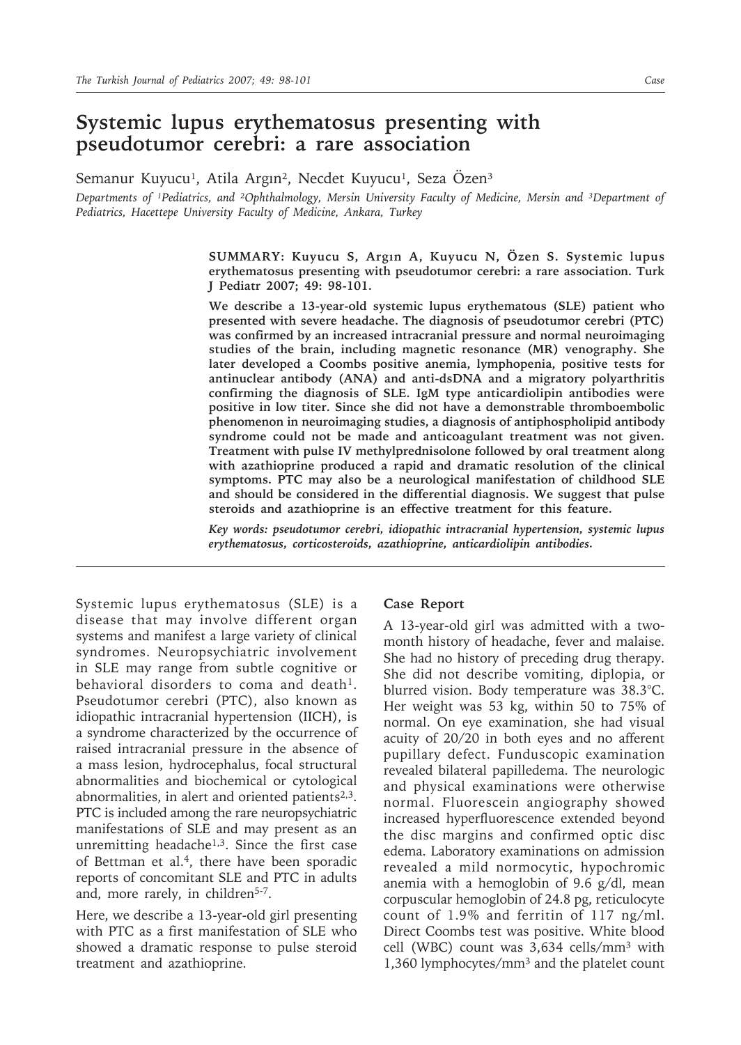# Systemic lupus erythematosus presenting with pseudotumor cerebri: a rare association

Semanur Kuyucu[1], Atila Argın[2], Necdet Kuyucu[1], Seza Özen[3]

*Departments of [1]Pediatrics, and [2]Ophthalmology, Mersin University Faculty of Medicine, Mersin and [3]Department of Pediatrics, Hacettepe University Faculty of Medicine, Ankara, Turkey*

**SUMMARY: Kuyucu S, Argın A, Kuyucu N, Özen S. Systemic lupus erythematosus presenting with pseudotumor cerebri: a rare association. Turk J Pediatr 2007; 49: 98-101.**

**We describe a 13-year-old systemic lupus erythematous (SLE) patient who presented with severe headache. The diagnosis of pseudotumor cerebri (PTC) was confirmed by an increased intracranial pressure and normal neuroimaging studies of the brain, including magnetic resonance (MR) venography. She later developed a Coombs positive anemia, lymphopenia, positive tests for antinuclear antibody (ANA) and anti-dsDNA and a migratory polyarthritis confirming the diagnosis of SLE. IgM type anticardiolipin antibodies were positive in low titer. Since she did not have a demonstrable thromboembolic phenomenon in neuroimaging studies, a diagnosis of antiphospholipid antibody syndrome could not be made and anticoagulant treatment was not given. Treatment with pulse IV methylprednisolone followed by oral treatment along with azathioprine produced a rapid and dramatic resolution of the clinical symptoms. PTC may also be a neurological manifestation of childhood SLE and should be considered in the differential diagnosis. We suggest that pulse steroids and azathioprine is an effective treatment for this feature.**

***Key words: pseudotumor cerebri, idiopathic intracranial hypertension, systemic lupus erythematosus, corticosteroids, azathioprine, anticardiolipin antibodies.***

Systemic lupus erythematosus (SLE) is a disease that may involve different organ systems and manifest a large variety of clinical syndromes. Neuropsychiatric involvement in SLE may range from subtle cognitive or behavioral disorders to coma and death[1]. Pseudotumor cerebri (PTC), also known as idiopathic intracranial hypertension (IICH), is a syndrome characterized by the occurrence of raised intracranial pressure in the absence of a mass lesion, hydrocephalus, focal structural abnormalities and biochemical or cytological abnormalities, in alert and oriented patients[2,3]. PTC is included among the rare neuropsychiatric manifestations of SLE and may present as an unremitting headache[1,3]. Since the first case of Bettman et al.[4], there have been sporadic reports of concomitant SLE and PTC in adults and, more rarely, in children[5-7].

Here, we describe a 13-year-old girl presenting with PTC as a first manifestation of SLE who showed a dramatic response to pulse steroid treatment and azathioprine.

## Case Report

A 13-year-old girl was admitted with a two-month history of headache, fever and malaise. She had no history of preceding drug therapy. She did not describe vomiting, diplopia, or blurred vision. Body temperature was 38.3°C. Her weight was 53 kg, within 50 to 75% of normal. On eye examination, she had visual acuity of 20/20 in both eyes and no afferent pupillary defect. Funduscopic examination revealed bilateral papilledema. The neurologic and physical examinations were otherwise normal. Fluorescein angiography showed increased hyperfluorescence extended beyond the disc margins and confirmed optic disc edema. Laboratory examinations on admission revealed a mild normocytic, hypochromic anemia with a hemoglobin of 9.6 g/dl, mean corpuscular hemoglobin of 24.8 pg, reticulocyte count of 1.9% and ferritin of 117 ng/ml. Direct Coombs test was positive. White blood cell (WBC) count was 3,634 cells/mm$^3$ with 1,360 lymphocytes/mm$^3$ and the platelet count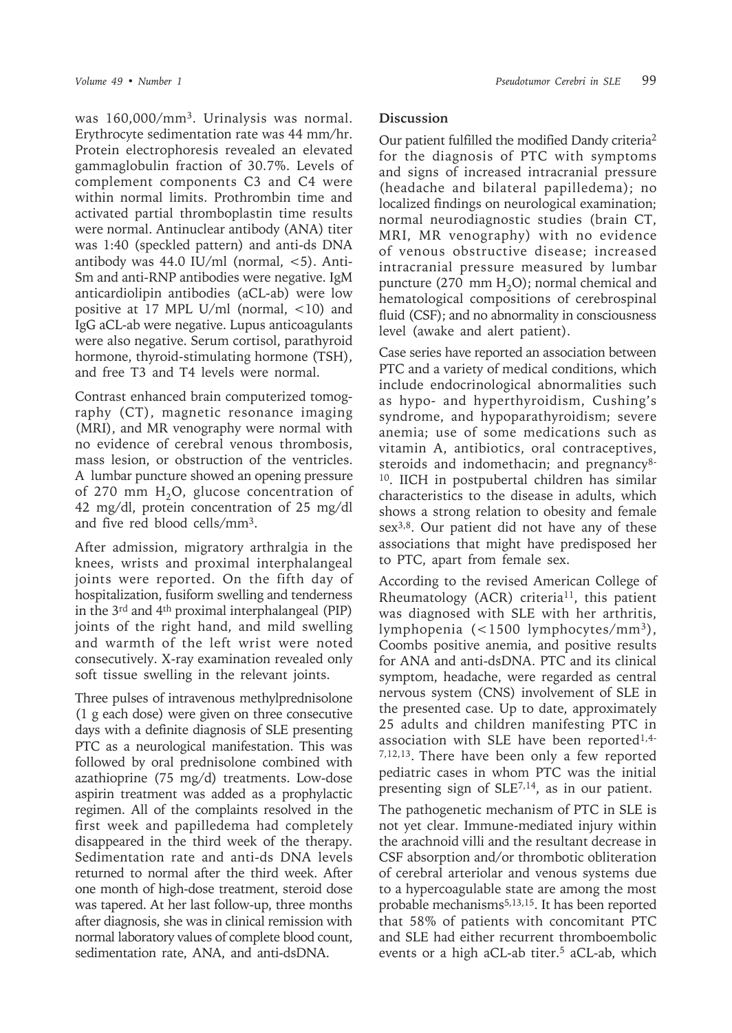was 160,000/mm[3]. Urinalysis was normal. Erythrocyte sedimentation rate was 44 mm/hr. Protein electrophoresis revealed an elevated gammaglobulin fraction of 30.7%. Levels of complement components C3 and C4 were within normal limits. Prothrombin time and activated partial thromboplastin time results were normal. Antinuclear antibody (ANA) titer was 1:40 (speckled pattern) and anti-ds DNA antibody was 44.0 IU/ml (normal, <5). Anti-Sm and anti-RNP antibodies were negative. IgM anticardiolipin antibodies (aCL-ab) were low positive at 17 MPL U/ml (normal, <10) and IgG aCL-ab were negative. Lupus anticoagulants were also negative. Serum cortisol, parathyroid hormone, thyroid-stimulating hormone (TSH), and free T3 and T4 levels were normal.

Contrast enhanced brain computerized tomography (CT), magnetic resonance imaging (MRI), and MR venography were normal with no evidence of cerebral venous thrombosis, mass lesion, or obstruction of the ventricles. A lumbar puncture showed an opening pressure of 270 mm $H_2O$, glucose concentration of 42 mg/dl, protein concentration of 25 mg/dl and five red blood cells/mm[3].

After admission, migratory arthralgia in the knees, wrists and proximal interphalangeal joints were reported. On the fifth day of hospitalization, fusiform swelling and tenderness in the 3rd and 4th proximal interphalangeal (PIP) joints of the right hand, and mild swelling and warmth of the left wrist were noted consecutively. X-ray examination revealed only soft tissue swelling in the relevant joints.

Three pulses of intravenous methylprednisolone (1 g each dose) were given on three consecutive days with a definite diagnosis of SLE presenting PTC as a neurological manifestation. This was followed by oral prednisolone combined with azathioprine (75 mg/d) treatments. Low-dose aspirin treatment was added as a prophylactic regimen. All of the complaints resolved in the first week and papilledema had completely disappeared in the third week of the therapy. Sedimentation rate and anti-ds DNA levels returned to normal after the third week. After one month of high-dose treatment, steroid dose was tapered. At her last follow-up, three months after diagnosis, she was in clinical remission with normal laboratory values of complete blood count, sedimentation rate, ANA, and anti-dsDNA.

## Discussion

Our patient fulfilled the modified Dandy criteria[2] for the diagnosis of PTC with symptoms and signs of increased intracranial pressure (headache and bilateral papilledema); no localized findings on neurological examination; normal neurodiagnostic studies (brain CT, MRI, MR venography) with no evidence of venous obstructive disease; increased intracranial pressure measured by lumbar puncture (270 mm $H_2O$); normal chemical and hematological compositions of cerebrospinal fluid (CSF); and no abnormality in consciousness level (awake and alert patient).

Case series have reported an association between PTC and a variety of medical conditions, which include endocrinological abnormalities such as hypo- and hyperthyroidism, Cushing's syndrome, and hypoparathyroidism; severe anemia; use of some medications such as vitamin A, antibiotics, oral contraceptives, steroids and indomethacin; and pregnancy[8-10]. IICH in postpubertal children has similar characteristics to the disease in adults, which shows a strong relation to obesity and female sex[3,8]. Our patient did not have any of these associations that might have predisposed her to PTC, apart from female sex.

According to the revised American College of Rheumatology (ACR) criteria[11], this patient was diagnosed with SLE with her arthritis, lymphopenia (<1500 lymphocytes/mm[3]), Coombs positive anemia, and positive results for ANA and anti-dsDNA. PTC and its clinical symptom, headache, were regarded as central nervous system (CNS) involvement of SLE in the presented case. Up to date, approximately 25 adults and children manifesting PTC in association with SLE have been reported[1,4-7,12,13]. There have been only a few reported pediatric cases in whom PTC was the initial presenting sign of SLE[7,14], as in our patient.

The pathogenetic mechanism of PTC in SLE is not yet clear. Immune-mediated injury within the arachnoid villi and the resultant decrease in CSF absorption and/or thrombotic obliteration of cerebral arteriolar and venous systems due to a hypercoagulable state are among the most probable mechanisms[5,13,15]. It has been reported that 58% of patients with concomitant PTC and SLE had either recurrent thromboembolic events or a high aCL-ab titer.[5] aCL-ab, which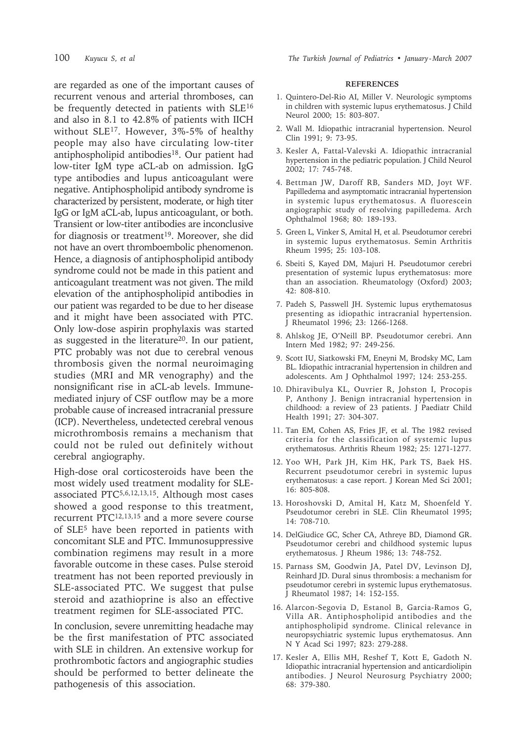are regarded as one of the important causes of recurrent venous and arterial thromboses, can be frequently detected in patients with SLE[16] and also in 8.1 to 42.8% of patients with IICH without SLE[17]. However, 3%-5% of healthy people may also have circulating low-titer antiphospholipid antibodies[18]. Our patient had low-titer IgM type aCL-ab on admission. IgG type antibodies and lupus anticoagulant were negative. Antiphospholipid antibody syndrome is characterized by persistent, moderate, or high titer IgG or IgM aCL-ab, lupus anticoagulant, or both. Transient or low-titer antibodies are inconclusive for diagnosis or treatment[19]. Moreover, she did not have an overt thromboembolic phenomenon. Hence, a diagnosis of antiphospholipid antibody syndrome could not be made in this patient and anticoagulant treatment was not given. The mild elevation of the antiphospholipid antibodies in our patient was regarded to be due to her disease and it might have been associated with PTC. Only low-dose aspirin prophylaxis was started as suggested in the literature[20]. In our patient, PTC probably was not due to cerebral venous thrombosis given the normal neuroimaging studies (MRI and MR venography) and the nonsignificant rise in aCL-ab levels. Immune-mediated injury of CSF outflow may be a more probable cause of increased intracranial pressure (ICP). Nevertheless, undetected cerebral venous microthrombosis remains a mechanism that could not be ruled out definitely without cerebral angiography.

High-dose oral corticosteroids have been the most widely used treatment modality for SLE-associated PTC[5,6,12,13,15]. Although most cases showed a good response to this treatment, recurrent PTC[12,13,15] and a more severe course of SLE[5] have been reported in patients with concomitant SLE and PTC. Immunosuppressive combination regimens may result in a more favorable outcome in these cases. Pulse steroid treatment has not been reported previously in SLE-associated PTC. We suggest that pulse steroid and azathioprine is also an effective treatment regimen for SLE-associated PTC.

In conclusion, severe unremitting headache may be the first manifestation of PTC associated with SLE in children. An extensive workup for prothrombotic factors and angiographic studies should be performed to better delineate the pathogenesis of this association.

## REFERENCES

1. Quintero-Del-Rio AI, Miller V. Neurologic symptoms in children with systemic lupus erythematosus. J Child Neurol 2000; 15: 803-807.
2. Wall M. Idiopathic intracranial hypertension. Neurol Clin 1991; 9: 73-95.
3. Kesler A, Fattal-Valevski A. Idiopathic intracranial hypertension in the pediatric population. J Child Neurol 2002; 17: 745-748.
4. Bettman JW, Daroff RB, Sanders MD, Joyt WF. Papilledema and asymptomatic intracranial hypertension in systemic lupus erythematosus. A fluorescein angiographic study of resolving papilledema. Arch Ophthalmol 1968; 80: 189-193.
5. Green L, Vinker S, Amital H, et al. Pseudotumor cerebri in systemic lupus erythematosus. Semin Arthritis Rheum 1995; 25: 103-108.
6. Sbeiti S, Kayed DM, Majuri H. Pseudotumor cerebri presentation of systemic lupus erythematosus: more than an association. Rheumatology (Oxford) 2003; 42: 808-810.
7. Padeh S, Passwell JH. Systemic lupus erythematosus presenting as idiopathic intracranial hypertension. J Rheumatol 1996; 23: 1266-1268.
8. Ahlskog JE, O'Neill BP. Pseudotumor cerebri. Ann Intern Med 1982; 97: 249-256.
9. Scott IU, Siatkowski FM, Eneyni M, Brodsky MC, Lam BL. Idiopathic intracranial hypertension in children and adolescents. Am J Ophthalmol 1997; 124: 253-255.
10. Dhiravibulya KL, Ouvrier R, Johston I, Procopis P, Anthony J. Benign intracranial hypertension in childhood: a review of 23 patients. J Paediatr Child Health 1991; 27: 304-307.
11. Tan EM, Cohen AS, Fries JF, et al. The 1982 revised criteria for the classification of systemic lupus erythematosus. Arthritis Rheum 1982; 25: 1271-1277.
12. Yoo WH, Park JH, Kim HK, Park TS, Baek HS. Recurrent pseudotumor cerebri in systemic lupus erythematosus: a case report. J Korean Med Sci 2001; 16: 805-808.
13. Horoshovski D, Amital H, Katz M, Shoenfeld Y. Pseudotumor cerebri in SLE. Clin Rheumatol 1995; 14: 708-710.
14. DelGiudice GC, Scher CA, Athreye BD, Diamond GR. Pseudotumor cerebri and childhood systemic lupus erythematosus. J Rheum 1986; 13: 748-752.
15. Parnass SM, Goodwin JA, Patel DV, Levinson DJ, Reinhard JD. Dural sinus thrombosis: a mechanism for pseudotumor cerebri in systemic lupus erythematosus. J Rheumatol 1987; 14: 152-155.
16. Alarcon-Segovia D, Estanol B, Garcia-Ramos G, Villa AR. Antiphospholipid antibodies and the antiphospholipid syndrome. Clinical relevance in neuropsychiatric systemic lupus erythematosus. Ann N Y Acad Sci 1997; 823: 279-288.
17. Kesler A, Ellis MH, Reshef T, Kott E, Gadoth N. Idiopathic intracranial hypertension and anticardiolipin antibodies. J Neurol Neurosurg Psychiatry 2000; 68: 379-380.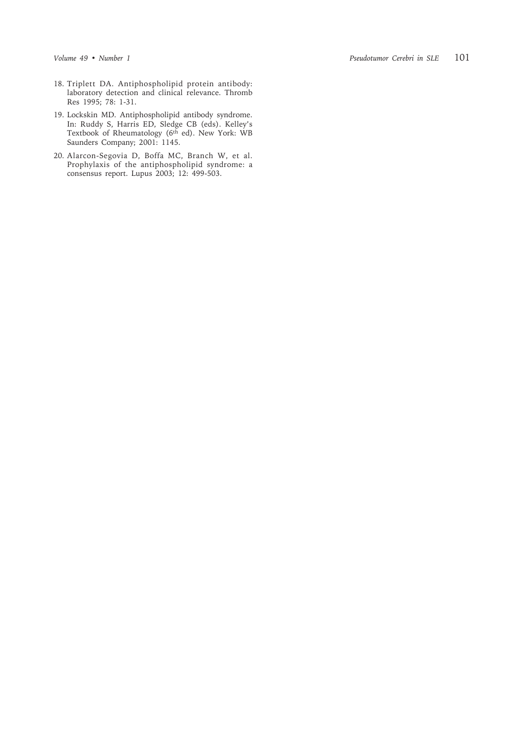18. Triplett DA. Antiphospholipid protein antibody: laboratory detection and clinical relevance. Thromb Res 1995; 78: 1-31.

19. Lockskin MD. Antiphospholipid antibody syndrome. In: Ruddy S, Harris ED, Sledge CB (eds). Kelley's Textbook of Rheumatology (6th ed). New York: WB Saunders Company; 2001: 1145.

20. Alarcon-Segovia D, Boffa MC, Branch W, et al. Prophylaxis of the antiphospholipid syndrome: a consensus report. Lupus 2003; 12: 499-503.